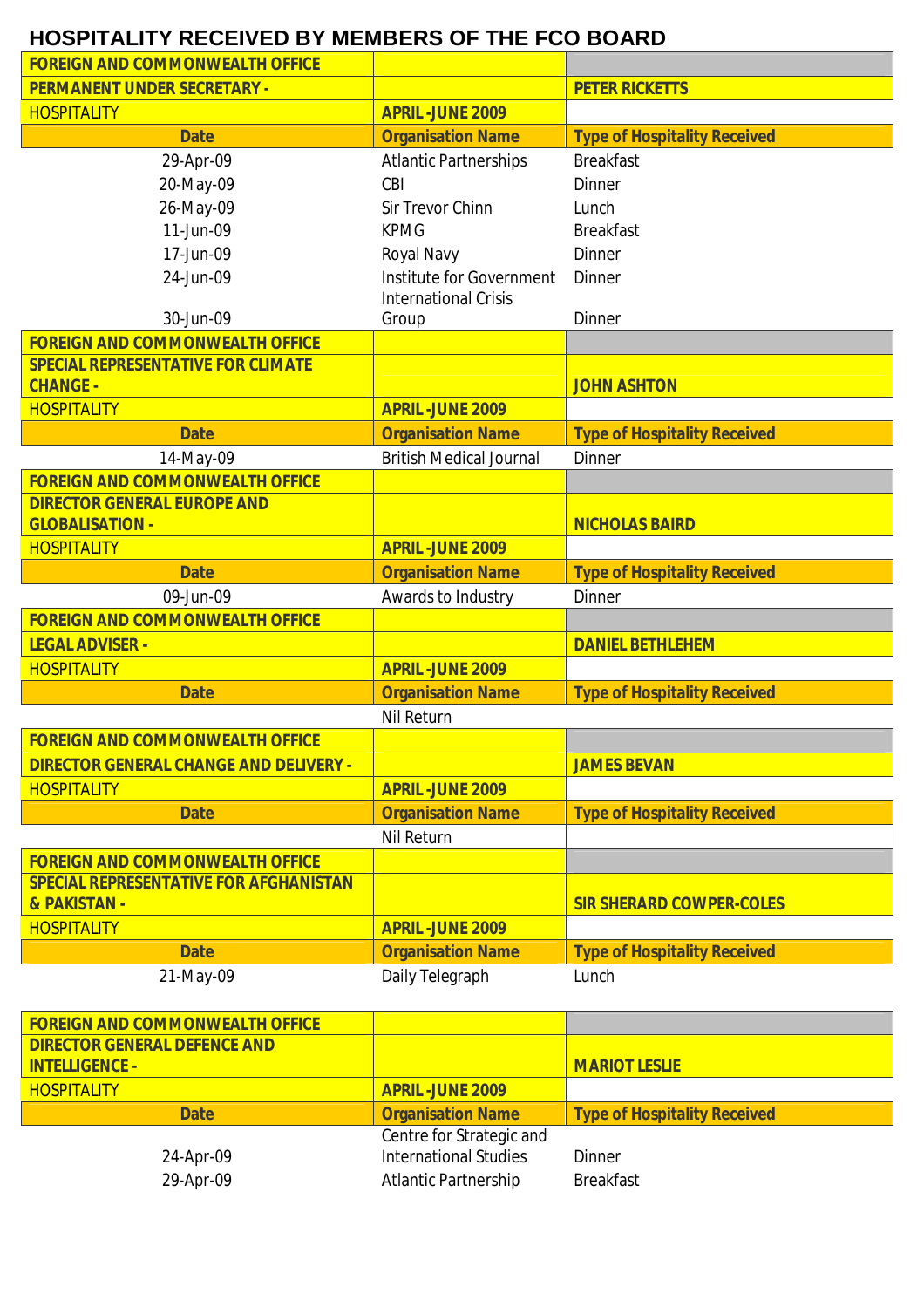# HOSPITALITY RECEIVED BY MEMBERS OF THE FCO BOARD

| FOREIGN AND COMMONWEALTH OFFICE | | |
|---|---|---|
| PERMANENT UNDER SECRETARY - | | PETER RICKETTS |
| HOSPITALITY | APRIL -JUNE 2009 | |
| **Date** | **Organisation Name** | **Type of Hospitality Received** |
| 29-Apr-09 | Atlantic Partnerships | Breakfast |
| 20-May-09 | CBI | Dinner |
| 26-May-09 | Sir Trevor Chinn | Lunch |
| 11-Jun-09 | KPMG | Breakfast |
| 17-Jun-09 | Royal Navy | Dinner |
| 24-Jun-09 | Institute for Government | Dinner |
| 30-Jun-09 | International Crisis Group | Dinner |

| FOREIGN AND COMMONWEALTH OFFICE | | |
|---|---|---|
| SPECIAL REPRESENTATIVE FOR CLIMATE CHANGE - | | JOHN ASHTON |
| HOSPITALITY | APRIL -JUNE 2009 | |
| **Date** | **Organisation Name** | **Type of Hospitality Received** |
| 14-May-09 | British Medical Journal | Dinner |

| FOREIGN AND COMMONWEALTH OFFICE | | |
|---|---|---|
| DIRECTOR GENERAL EUROPE AND GLOBALISATION - | | NICHOLAS BAIRD |
| HOSPITALITY | APRIL -JUNE 2009 | |
| **Date** | **Organisation Name** | **Type of Hospitality Received** |
| 09-Jun-09 | Awards to Industry | Dinner |

| FOREIGN AND COMMONWEALTH OFFICE | | |
|---|---|---|
| LEGAL ADVISER - | | DANIEL BETHLEHEM |
| HOSPITALITY | APRIL -JUNE 2009 | |
| **Date** | **Organisation Name** | **Type of Hospitality Received** |
| | Nil Return | |

| FOREIGN AND COMMONWEALTH OFFICE | | |
|---|---|---|
| DIRECTOR GENERAL CHANGE AND DELIVERY - | | JAMES BEVAN |
| HOSPITALITY | APRIL -JUNE 2009 | |
| **Date** | **Organisation Name** | **Type of Hospitality Received** |
| | Nil Return | |

| FOREIGN AND COMMONWEALTH OFFICE | | |
|---|---|---|
| SPECIAL REPRESENTATIVE FOR AFGHANISTAN & PAKISTAN - | | SIR SHERARD COWPER-COLES |
| HOSPITALITY | APRIL -JUNE 2009 | |
| **Date** | **Organisation Name** | **Type of Hospitality Received** |
| 21-May-09 | Daily Telegraph | Lunch |

| FOREIGN AND COMMONWEALTH OFFICE | | |
|---|---|---|
| DIRECTOR GENERAL DEFENCE AND INTELLIGENCE - | | MARIOT LESLIE |
| HOSPITALITY | APRIL -JUNE 2009 | |
| **Date** | **Organisation Name** | **Type of Hospitality Received** |
| 24-Apr-09 | Centre for Strategic and International Studies | Dinner |
| 29-Apr-09 | Atlantic Partnership | Breakfast |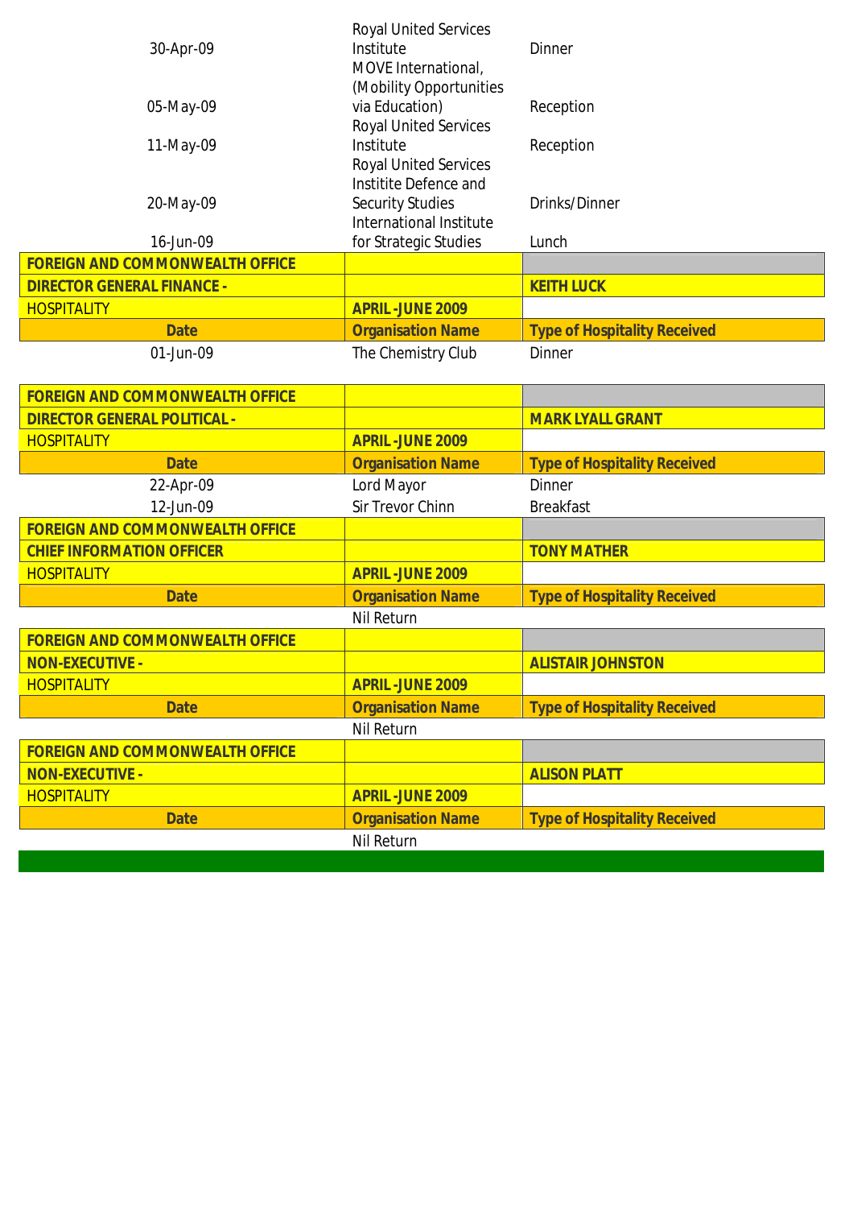| | | |
|---|---|---|
| 30-Apr-09 | Royal United Services Institute | Dinner |
| 05-May-09 | MOVE International, (Mobility Opportunities via Education) | Reception |
| 11-May-09 | Royal United Services Institute | Reception |
| 20-May-09 | Royal United Services Institite Defence and Security Studies | Drinks/Dinner |
| 16-Jun-09 | International Institute for Strategic Studies | Lunch |

| FOREIGN AND COMMONWEALTH OFFICE | | |
|---|---|---|
| DIRECTOR GENERAL FINANCE - | | KEITH LUCK |
| HOSPITALITY | APRIL -JUNE 2009 | |
| **Date** | **Organisation Name** | **Type of Hospitality Received** |
| 01-Jun-09 | The Chemistry Club | Dinner |

| FOREIGN AND COMMONWEALTH OFFICE | | |
|---|---|---|
| DIRECTOR GENERAL POLITICAL - | | MARK LYALL GRANT |
| HOSPITALITY | APRIL -JUNE 2009 | |
| **Date** | **Organisation Name** | **Type of Hospitality Received** |
| 22-Apr-09 | Lord Mayor | Dinner |
| 12-Jun-09 | Sir Trevor Chinn | Breakfast |

| FOREIGN AND COMMONWEALTH OFFICE | | |
|---|---|---|
| CHIEF INFORMATION OFFICER | | TONY MATHER |
| HOSPITALITY | APRIL -JUNE 2009 | |
| **Date** | **Organisation Name** | **Type of Hospitality Received** |
| | Nil Return | |

| FOREIGN AND COMMONWEALTH OFFICE | | |
|---|---|---|
| NON-EXECUTIVE - | | ALISTAIR JOHNSTON |
| HOSPITALITY | APRIL -JUNE 2009 | |
| **Date** | **Organisation Name** | **Type of Hospitality Received** |
| | Nil Return | |

| FOREIGN AND COMMONWEALTH OFFICE | | |
|---|---|---|
| NON-EXECUTIVE - | | ALISON PLATT |
| HOSPITALITY | APRIL -JUNE 2009 | |
| **Date** | **Organisation Name** | **Type of Hospitality Received** |
| | Nil Return | |